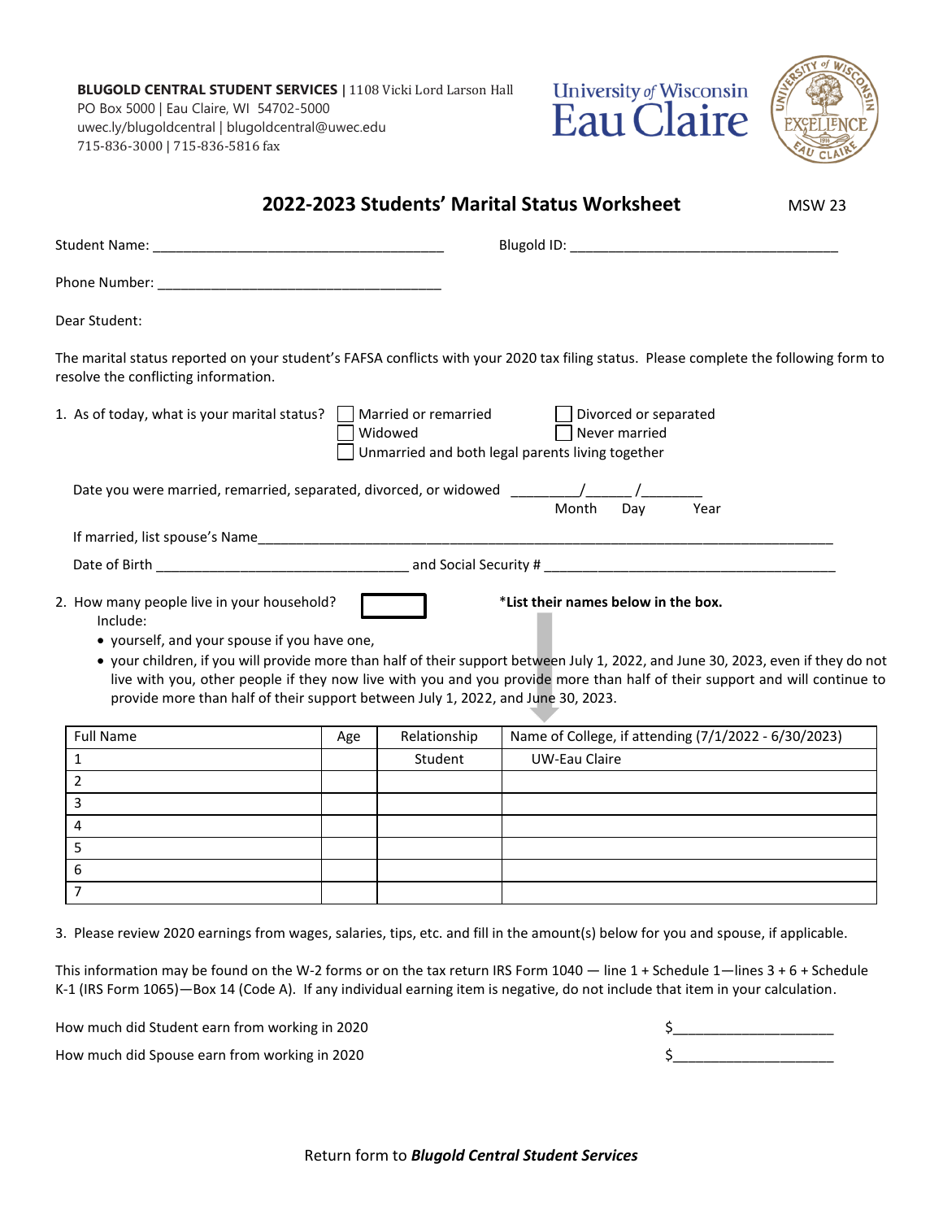**BLUGOLD CENTRAL STUDENT SERVICES** | 1108 Vicki Lord Larson Hall
PO Box 5000 | Eau Claire, WI 54702-5000
uwec.ly/blugoldcentral | blugoldcentral@uwec.edu
715-836-3000 | 715-836-5816 fax

University of Wisconsin Eau Claire

# 2022-2023 Students' Marital Status Worksheet

MSW 23

Student Name: ______________________________________ Blugold ID: ___________________________________

Phone Number: ______________________________________

Dear Student:

The marital status reported on your student's FAFSA conflicts with your 2020 tax filing status. Please complete the following form to resolve the conflicting information.

1. As of today, what is your marital status?
   - ☐ Married or remarried
   - ☐ Divorced or separated
   - ☐ Widowed
   - ☐ Never married
   - ☐ Unmarried and both legal parents living together

   Date you were married, remarried, separated, divorced, or widowed _________/______/________ (Month / Day / Year)

   If married, list spouse's Name_________________________________________________________________________

   Date of Birth _________________________________ and Social Security # ______________________________________

2. How many people live in your household? ☐ ***List their names below in the box.**

   Include:
   - yourself, and your spouse if you have one,
   - your children, if you will provide more than half of their support between July 1, 2022, and June 30, 2023, even if they do not live with you, other people if they now live with you and you provide more than half of their support and will continue to provide more than half of their support between July 1, 2022, and June 30, 2023.

| Full Name | Age | Relationship | Name of College, if attending (7/1/2022 - 6/30/2023) |
|---|---|---|---|
| 1 | | Student | UW-Eau Claire |
| 2 | | | |
| 3 | | | |
| 4 | | | |
| 5 | | | |
| 6 | | | |
| 7 | | | |

3. Please review 2020 earnings from wages, salaries, tips, etc. and fill in the amount(s) below for you and spouse, if applicable.

This information may be found on the W-2 forms or on the tax return IRS Form 1040 — line 1 + Schedule 1—lines 3 + 6 + Schedule K-1 (IRS Form 1065)—Box 14 (Code A). If any individual earning item is negative, do not include that item in your calculation.

How much did Student earn from working in 2020 $____________________

How much did Spouse earn from working in 2020 $____________________

Return form to ***Blugold Central Student Services***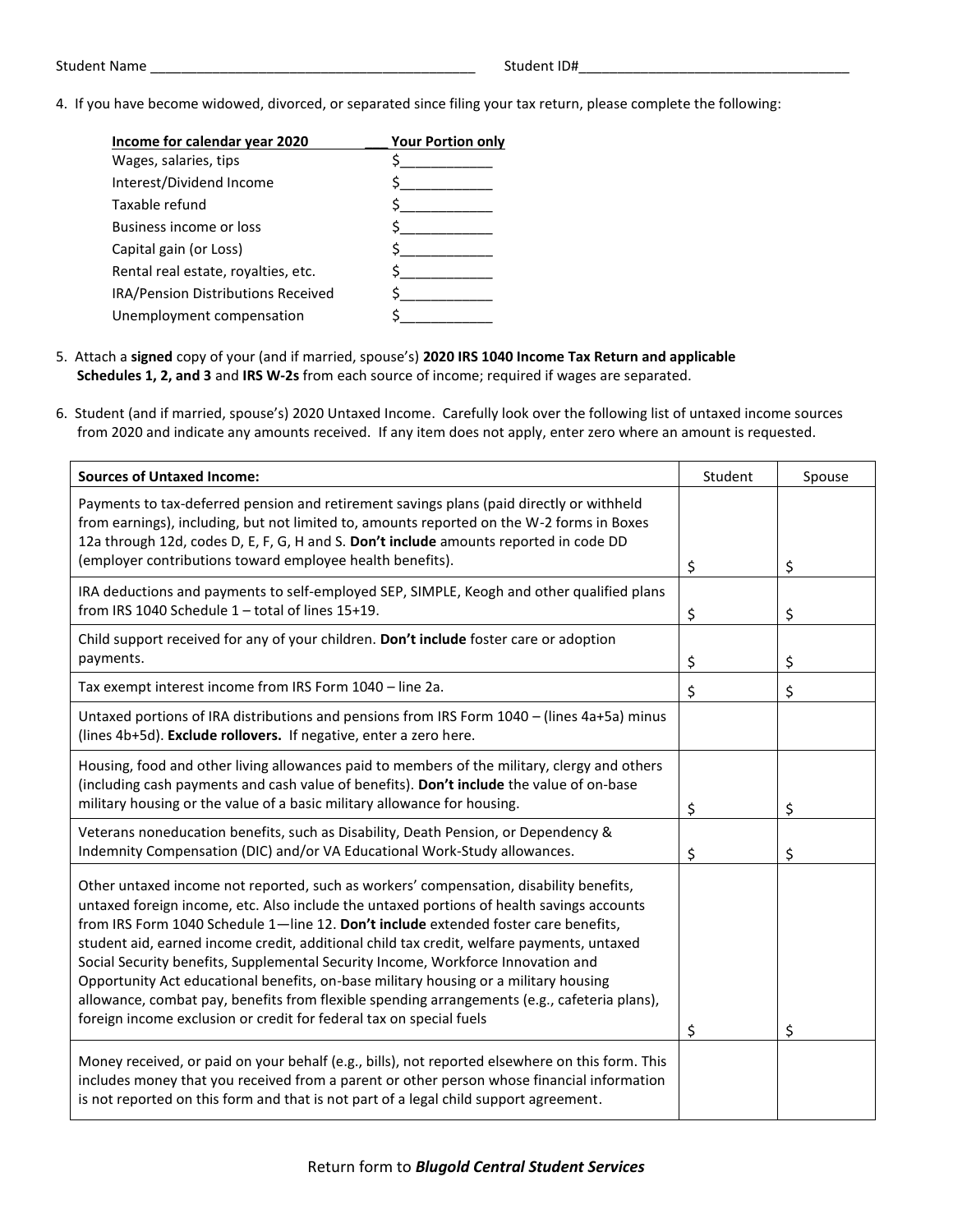Student Name ___________________________________________ Student ID#____________________________________

4. If you have become widowed, divorced, or separated since filing your tax return, please complete the following:

| Income for calendar year 2020 | Your Portion only |
|---|---|
| Wages, salaries, tips | $____________ |
| Interest/Dividend Income | $____________ |
| Taxable refund | $____________ |
| Business income or loss | $____________ |
| Capital gain (or Loss) | $____________ |
| Rental real estate, royalties, etc. | $____________ |
| IRA/Pension Distributions Received | $____________ |
| Unemployment compensation | $____________ |

5. Attach a **signed** copy of your (and if married, spouse's) **2020 IRS 1040 Income Tax Return and applicable Schedules 1, 2, and 3** and **IRS W-2s** from each source of income; required if wages are separated.

6. Student (and if married, spouse's) 2020 Untaxed Income. Carefully look over the following list of untaxed income sources from 2020 and indicate any amounts received. If any item does not apply, enter zero where an amount is requested.

| **Sources of Untaxed Income:** | Student | Spouse |
|---|---|---|
| Payments to tax-deferred pension and retirement savings plans (paid directly or withheld from earnings), including, but not limited to, amounts reported on the W-2 forms in Boxes 12a through 12d, codes D, E, F, G, H and S. **Don't include** amounts reported in code DD (employer contributions toward employee health benefits). | $ | $ |
| IRA deductions and payments to self-employed SEP, SIMPLE, Keogh and other qualified plans from IRS 1040 Schedule 1 – total of lines 15+19. | $ | $ |
| Child support received for any of your children. **Don't include** foster care or adoption payments. | $ | $ |
| Tax exempt interest income from IRS Form 1040 – line 2a. | $ | $ |
| Untaxed portions of IRA distributions and pensions from IRS Form 1040 – (lines 4a+5a) minus (lines 4b+5d). **Exclude rollovers.** If negative, enter a zero here. | | |
| Housing, food and other living allowances paid to members of the military, clergy and others (including cash payments and cash value of benefits). **Don't include** the value of on-base military housing or the value of a basic military allowance for housing. | $ | $ |
| Veterans noneducation benefits, such as Disability, Death Pension, or Dependency & Indemnity Compensation (DIC) and/or VA Educational Work-Study allowances. | $ | $ |
| Other untaxed income not reported, such as workers' compensation, disability benefits, untaxed foreign income, etc. Also include the untaxed portions of health savings accounts from IRS Form 1040 Schedule 1—line 12. **Don't include** extended foster care benefits, student aid, earned income credit, additional child tax credit, welfare payments, untaxed Social Security benefits, Supplemental Security Income, Workforce Innovation and Opportunity Act educational benefits, on-base military housing or a military housing allowance, combat pay, benefits from flexible spending arrangements (e.g., cafeteria plans), foreign income exclusion or credit for federal tax on special fuels | $ | $ |
| Money received, or paid on your behalf (e.g., bills), not reported elsewhere on this form. This includes money that you received from a parent or other person whose financial information is not reported on this form and that is not part of a legal child support agreement. | | |

Return form to ***Blugold Central Student Services***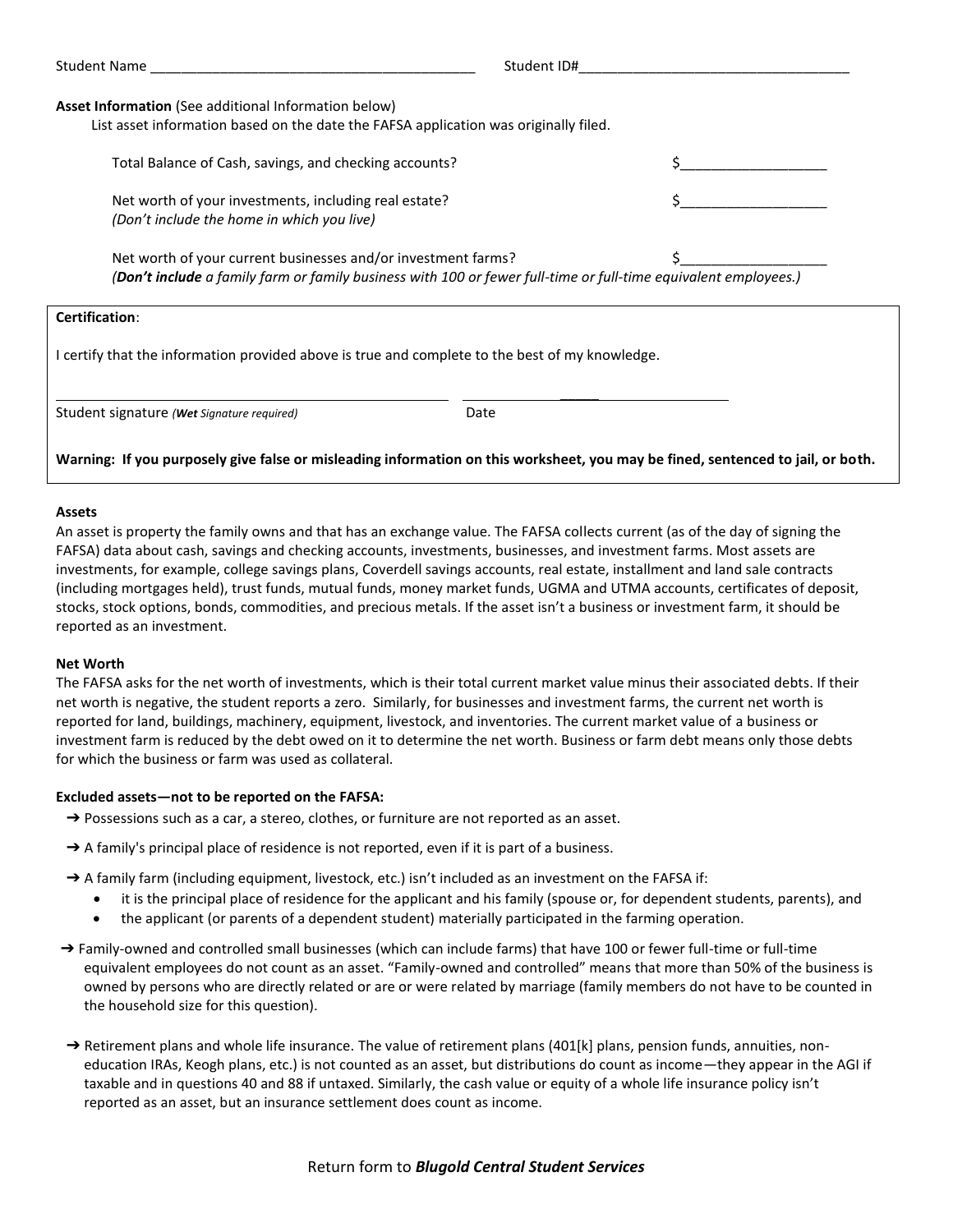Student Name ___________________________________________ Student ID# ____________________________________

**Asset Information** (See additional Information below)

List asset information based on the date the FAFSA application was originally filed.

Total Balance of Cash, savings, and checking accounts? $___________________

Net worth of your investments, including real estate? $___________________
*(Don't include the home in which you live)*

Net worth of your current businesses and/or investment farms? $___________________
*(**Don't include** a family farm or family business with 100 or fewer full-time or full-time equivalent employees.)*

**Certification**:

I certify that the information provided above is true and complete to the best of my knowledge.

_______________________________________________ ______________________________

Student signature *(**Wet** Signature required)* Date

**Warning: If you purposely give false or misleading information on this worksheet, you may be fined, sentenced to jail, or both.**

**Assets**

An asset is property the family owns and that has an exchange value. The FAFSA collects current (as of the day of signing the FAFSA) data about cash, savings and checking accounts, investments, businesses, and investment farms. Most assets are investments, for example, college savings plans, Coverdell savings accounts, real estate, installment and land sale contracts (including mortgages held), trust funds, mutual funds, money market funds, UGMA and UTMA accounts, certificates of deposit, stocks, stock options, bonds, commodities, and precious metals. If the asset isn't a business or investment farm, it should be reported as an investment.

**Net Worth**

The FAFSA asks for the net worth of investments, which is their total current market value minus their associated debts. If their net worth is negative, the student reports a zero. Similarly, for businesses and investment farms, the current net worth is reported for land, buildings, machinery, equipment, livestock, and inventories. The current market value of a business or investment farm is reduced by the debt owed on it to determine the net worth. Business or farm debt means only those debts for which the business or farm was used as collateral.

**Excluded assets—not to be reported on the FAFSA:**

➔ Possessions such as a car, a stereo, clothes, or furniture are not reported as an asset.

➔ A family's principal place of residence is not reported, even if it is part of a business.

➔ A family farm (including equipment, livestock, etc.) isn't included as an investment on the FAFSA if:

- it is the principal place of residence for the applicant and his family (spouse or, for dependent students, parents), and
- the applicant (or parents of a dependent student) materially participated in the farming operation.

➔ Family-owned and controlled small businesses (which can include farms) that have 100 or fewer full-time or full-time equivalent employees do not count as an asset. "Family-owned and controlled" means that more than 50% of the business is owned by persons who are directly related or are or were related by marriage (family members do not have to be counted in the household size for this question).

➔ Retirement plans and whole life insurance. The value of retirement plans (401[k] plans, pension funds, annuities, non-education IRAs, Keogh plans, etc.) is not counted as an asset, but distributions do count as income—they appear in the AGI if taxable and in questions 40 and 88 if untaxed. Similarly, the cash value or equity of a whole life insurance policy isn't reported as an asset, but an insurance settlement does count as income.

Return form to ***Blugold Central Student Services***